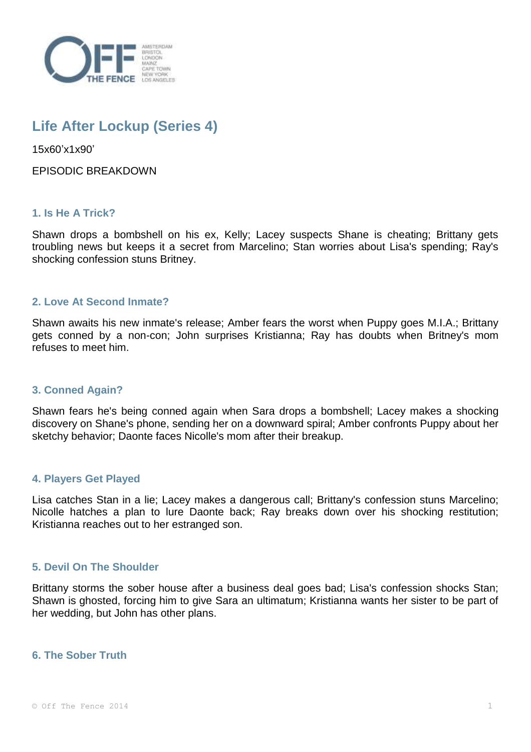# Life After Lockup (Series 4)

15x60'x1x90'

EPISODIC BREAKDOWN

### 1. Is He A Trick?

Shawn drops a bombshell on his ex, Kelly; Lacey suspects Shane is cheating; Brittany gets troubling news but keeps it a secret from Marcelino; Stan worries about Lisa's spending; Ray's shocking confession stuns Britney.

### 2. Love At Second Inmate?

Shawn awaits his new inmate's release; Amber fears the worst when Puppy goes M.I.A.; Brittany gets conned by a non-con; John surprises Kristianna; Ray has doubts when Britney's mom refuses to meet him.

### 3. Conned Again?

Shawn fears he's being conned again when Sara drops a bombshell; Lacey makes a shocking discovery on Shane's phone, sending her on a downward spiral; Amber confronts Puppy about her sketchy behavior; Daonte faces Nicolle's mom after their breakup.

### 4. Players Get Played

Lisa catches Stan in a lie; Lacey makes a dangerous call; Brittany's confession stuns Marcelino; Nicolle hatches a plan to lure Daonte back; Ray breaks down over his shocking restitution; Kristianna reaches out to her estranged son.

### 5. Devil On The Shoulder

Brittany storms the sober house after a business deal goes bad; Lisa's confession shocks Stan; Shawn is ghosted, forcing him to give Sara an ultimatum; Kristianna wants her sister to be part of her wedding, but John has other plans.

### 6. The Sober Truth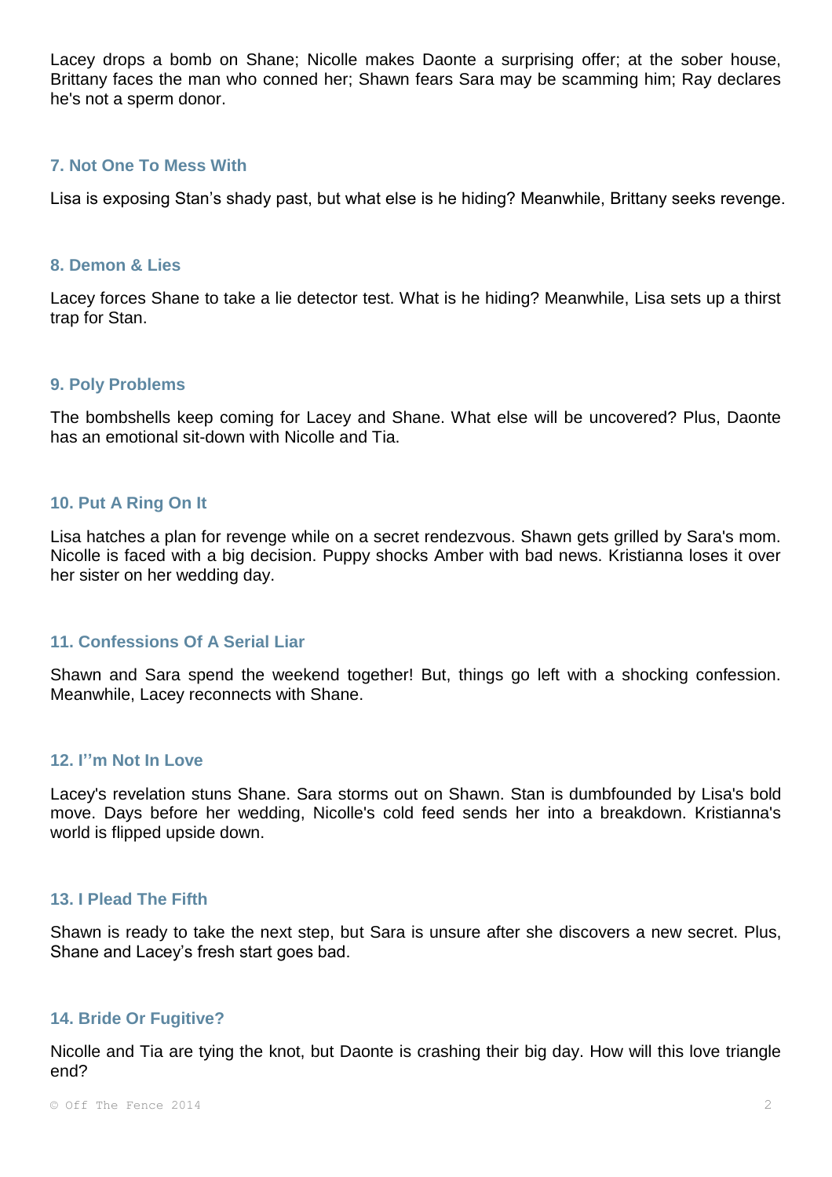Lacey drops a bomb on Shane; Nicolle makes Daonte a surprising offer; at the sober house, Brittany faces the man who conned her; Shawn fears Sara may be scamming him; Ray declares he's not a sperm donor.

### 7. Not One To Mess With

Lisa is exposing Stan's shady past, but what else is he hiding? Meanwhile, Brittany seeks revenge.

### 8. Demon & Lies

Lacey forces Shane to take a lie detector test. What is he hiding? Meanwhile, Lisa sets up a thirst trap for Stan.

### 9. Poly Problems

The bombshells keep coming for Lacey and Shane. What else will be uncovered? Plus, Daonte has an emotional sit-down with Nicolle and Tia.

### 10. Put A Ring On It

Lisa hatches a plan for revenge while on a secret rendezvous. Shawn gets grilled by Sara's mom. Nicolle is faced with a big decision. Puppy shocks Amber with bad news. Kristianna loses it over her sister on her wedding day.

### 11. Confessions Of A Serial Liar

Shawn and Sara spend the weekend together! But, things go left with a shocking confession. Meanwhile, Lacey reconnects with Shane.

### 12. I''m Not In Love

Lacey's revelation stuns Shane. Sara storms out on Shawn. Stan is dumbfounded by Lisa's bold move. Days before her wedding, Nicolle's cold feed sends her into a breakdown. Kristianna's world is flipped upside down.

### 13. I Plead The Fifth

Shawn is ready to take the next step, but Sara is unsure after she discovers a new secret. Plus, Shane and Lacey's fresh start goes bad.

### 14. Bride Or Fugitive?

Nicolle and Tia are tying the knot, but Daonte is crashing their big day. How will this love triangle end?

© Off The Fence 2014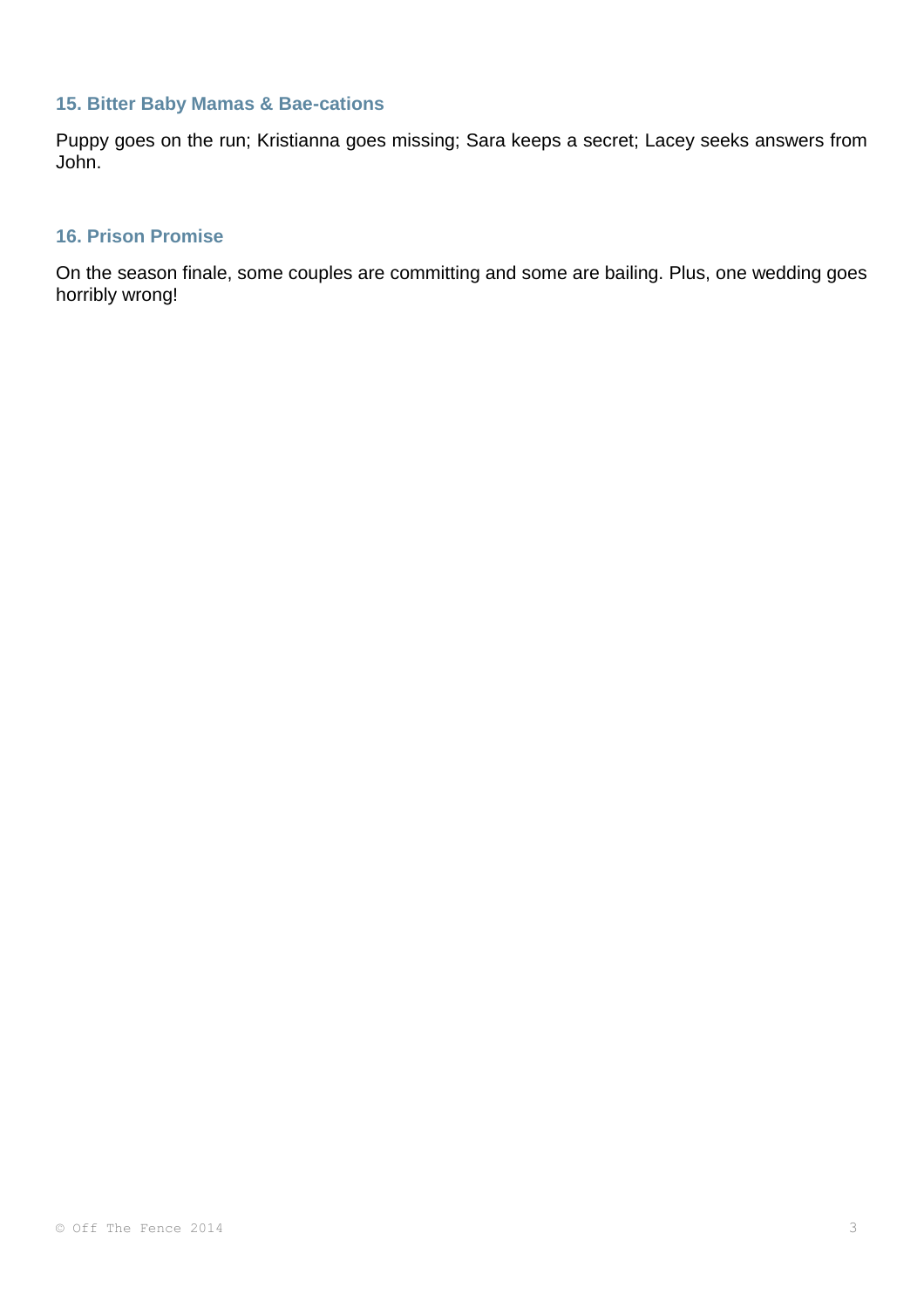### 15. Bitter Baby Mamas & Bae-cations

Puppy goes on the run; Kristianna goes missing; Sara keeps a secret; Lacey seeks answers from John.

### 16. Prison Promise

On the season finale, some couples are committing and some are bailing. Plus, one wedding goes horribly wrong!